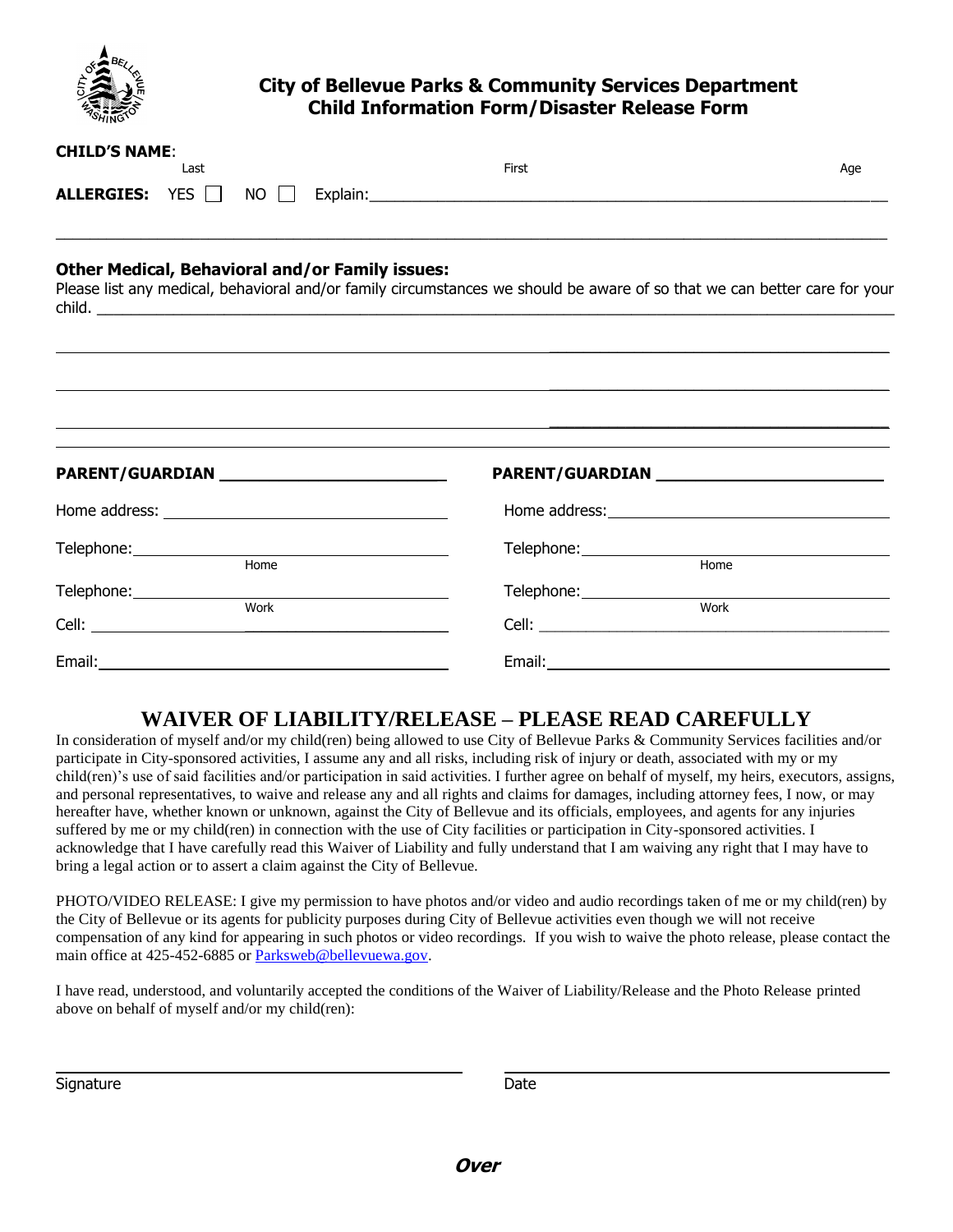# City of Bellevue Parks & Community Services Department
## Child Information Form/Disaster Release Form

**CHILD'S NAME**:

Last ____________________ First ____________________ Age ______

**ALLERGIES:** YES ☐ NO ☐ Explain:________________________________________________________________

______________________________________________________________________________________________

**Other Medical, Behavioral and/or Family issues:**

Please list any medical, behavioral and/or family circumstances we should be aware of so that we can better care for your child. ______________________________________________________________________________________

______________________________________________________________________________________________

______________________________________________________________________________________________

______________________________________________________________________________________________

**PARENT/GUARDIAN** ________________________

Home address: ________________________

Telephone: ________________________ (Home)

Telephone: ________________________ (Work)

Cell: ________________________

Email: ________________________

**PARENT/GUARDIAN** ________________________

Home address: ________________________

Telephone: ________________________ (Home)

Telephone: ________________________ (Work)

Cell: ________________________

Email: ________________________

## WAIVER OF LIABILITY/RELEASE – PLEASE READ CAREFULLY

In consideration of myself and/or my child(ren) being allowed to use City of Bellevue Parks & Community Services facilities and/or participate in City-sponsored activities, I assume any and all risks, including risk of injury or death, associated with my or my child(ren)'s use of said facilities and/or participation in said activities. I further agree on behalf of myself, my heirs, executors, assigns, and personal representatives, to waive and release any and all rights and claims for damages, including attorney fees, I now, or may hereafter have, whether known or unknown, against the City of Bellevue and its officials, employees, and agents for any injuries suffered by me or my child(ren) in connection with the use of City facilities or participation in City-sponsored activities. I acknowledge that I have carefully read this Waiver of Liability and fully understand that I am waiving any right that I may have to bring a legal action or to assert a claim against the City of Bellevue.

PHOTO/VIDEO RELEASE: I give my permission to have photos and/or video and audio recordings taken of me or my child(ren) by the City of Bellevue or its agents for publicity purposes during City of Bellevue activities even though we will not receive compensation of any kind for appearing in such photos or video recordings. If you wish to waive the photo release, please contact the main office at 425-452-6885 or Parksweb@bellevuewa.gov.

I have read, understood, and voluntarily accepted the conditions of the Waiver of Liability/Release and the Photo Release printed above on behalf of myself and/or my child(ren):

________________________________ ________________________________

Signature Date

***Over***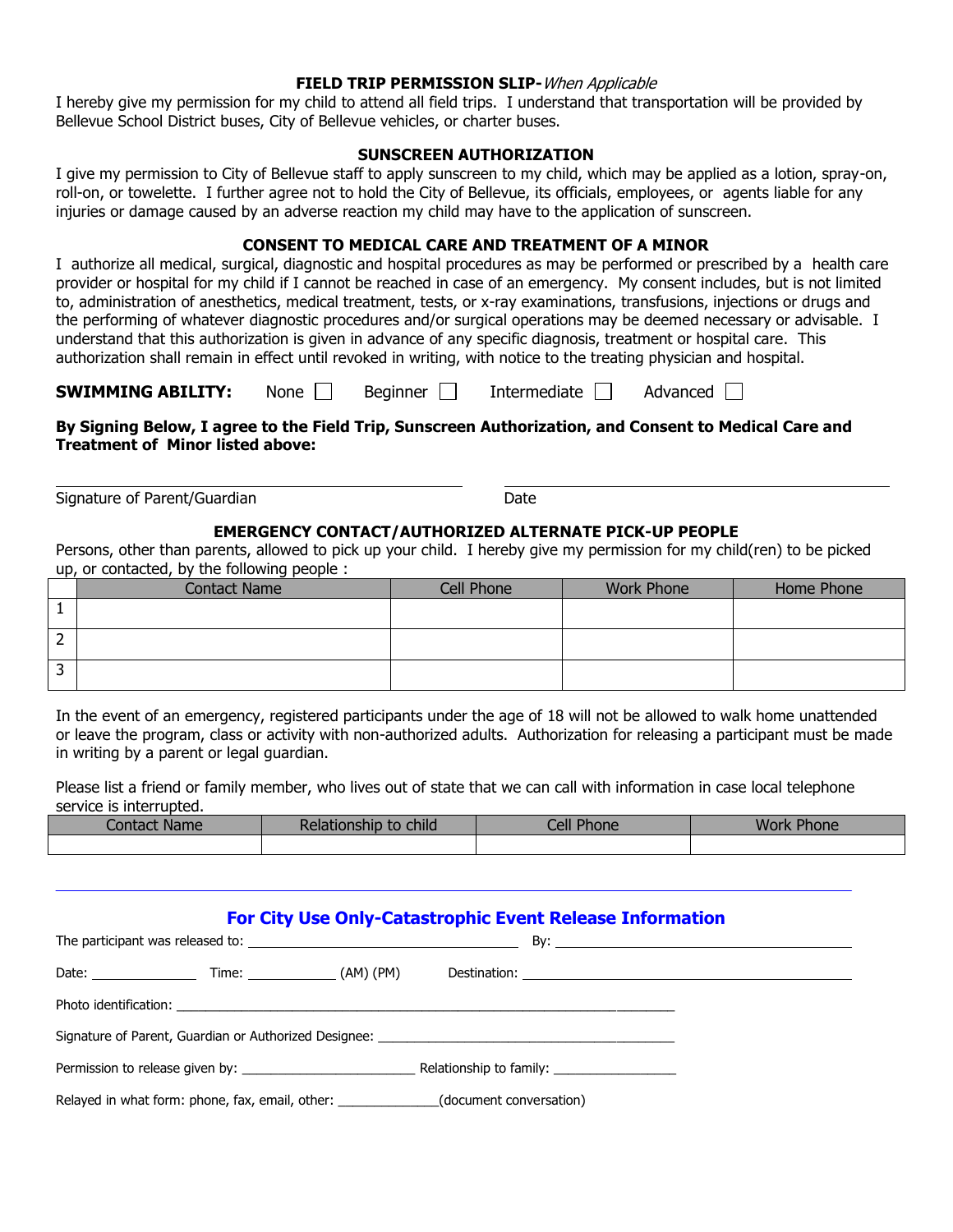### FIELD TRIP PERMISSION SLIP-*When Applicable*

I hereby give my permission for my child to attend all field trips. I understand that transportation will be provided by Bellevue School District buses, City of Bellevue vehicles, or charter buses.

### SUNSCREEN AUTHORIZATION

I give my permission to City of Bellevue staff to apply sunscreen to my child, which may be applied as a lotion, spray-on, roll-on, or towelette. I further agree not to hold the City of Bellevue, its officials, employees, or agents liable for any injuries or damage caused by an adverse reaction my child may have to the application of sunscreen.

### CONSENT TO MEDICAL CARE AND TREATMENT OF A MINOR

I authorize all medical, surgical, diagnostic and hospital procedures as may be performed or prescribed by a health care provider or hospital for my child if I cannot be reached in case of an emergency. My consent includes, but is not limited to, administration of anesthetics, medical treatment, tests, or x-ray examinations, transfusions, injections or drugs and the performing of whatever diagnostic procedures and/or surgical operations may be deemed necessary or advisable. I understand that this authorization is given in advance of any specific diagnosis, treatment or hospital care. This authorization shall remain in effect until revoked in writing, with notice to the treating physician and hospital.

**SWIMMING ABILITY:** None ☐ Beginner ☐ Intermediate ☐ Advanced ☐

**By Signing Below, I agree to the Field Trip, Sunscreen Authorization, and Consent to Medical Care and Treatment of Minor listed above:**

______________________________ ______________________________

Signature of Parent/Guardian Date

### EMERGENCY CONTACT/AUTHORIZED ALTERNATE PICK-UP PEOPLE

Persons, other than parents, allowed to pick up your child. I hereby give my permission for my child(ren) to be picked up, or contacted, by the following people :

| | Contact Name | Cell Phone | Work Phone | Home Phone |
|---|---|---|---|---|
| 1 | | | | |
| 2 | | | | |
| 3 | | | | |

In the event of an emergency, registered participants under the age of 18 will not be allowed to walk home unattended or leave the program, class or activity with non-authorized adults. Authorization for releasing a participant must be made in writing by a parent or legal guardian.

Please list a friend or family member, who lives out of state that we can call with information in case local telephone service is interrupted.

| Contact Name | Relationship to child | Cell Phone | Work Phone |
|---|---|---|---|
| | | | |

### For City Use Only-Catastrophic Event Release Information

The participant was released to: ______________________________ By: ______________________________

Date: ______________ Time: ____________ (AM) (PM) Destination: ______________________________

Photo identification: ______________________________

Signature of Parent, Guardian or Authorized Designee: ______________________________

Permission to release given by: ______________________ Relationship to family: ________________

Relayed in what form: phone, fax, email, other: _____________(document conversation)